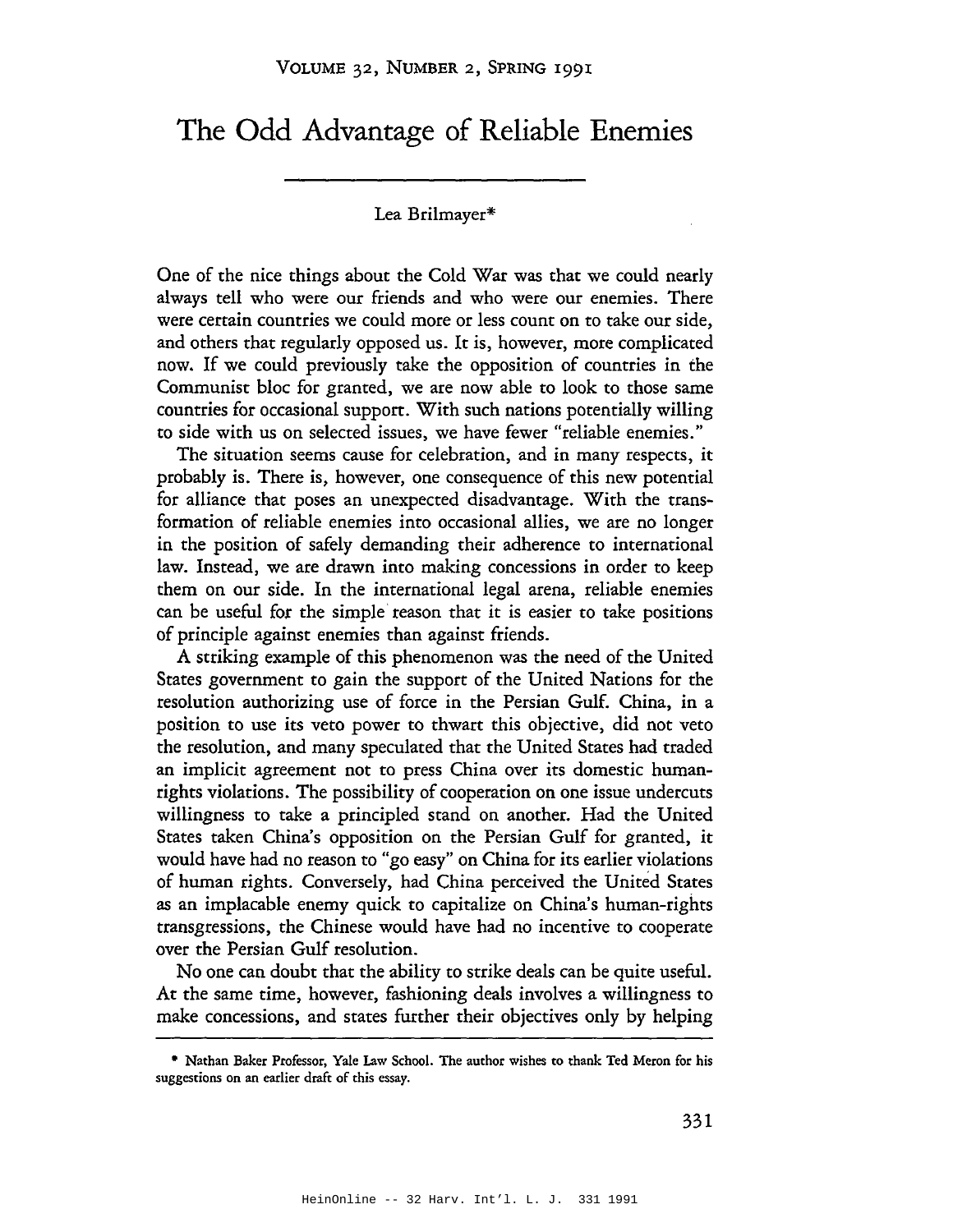# The Odd Advantage of Reliable Enemies

Lea Brilmayer*

One of the nice things about the Cold War was that we could nearly always tell who were our friends and who were our enemies. There were certain countries we could more or less count on to take our side, and others that regularly opposed us. It is, however, more complicated now. If we could previously take the opposition of countries in the Communist bloc for granted, we are now able to look to those same countries for occasional support. With such nations potentially willing to side with us on selected issues, we have fewer "reliable enemies."

The situation seems cause for celebration, and in many respects, it probably is. There is, however, one consequence of this new potential for alliance that poses an unexpected disadvantage. With the transformation of reliable enemies into occasional allies, we are no longer in the position of safely demanding their adherence to international law. Instead, we are drawn into making concessions in order to keep them on our side. In the international legal arena, reliable enemies can be useful for the simple reason that it is easier to take positions of principle against enemies than against friends.

A striking example of this phenomenon was the need of the United States government to gain the support of the United Nations for the resolution authorizing use of force in the Persian Gulf. China, in a position to use its veto power to thwart this objective, did not veto the resolution, and many speculated that the United States had traded an implicit agreement not to press China over its domestic human-rights violations. The possibility of cooperation on one issue undercuts willingness to take a principled stand on another. Had the United States taken China's opposition on the Persian Gulf for granted, it would have had no reason to "go easy" on China for its earlier violations of human rights. Conversely, had China perceived the United States as an implacable enemy quick to capitalize on China's human-rights transgressions, the Chinese would have had no incentive to cooperate over the Persian Gulf resolution.

No one can doubt that the ability to strike deals can be quite useful. At the same time, however, fashioning deals involves a willingness to make concessions, and states further their objectives only by helping

---

* Nathan Baker Professor, Yale Law School. The author wishes to thank Ted Meron for his suggestions on an earlier draft of this essay.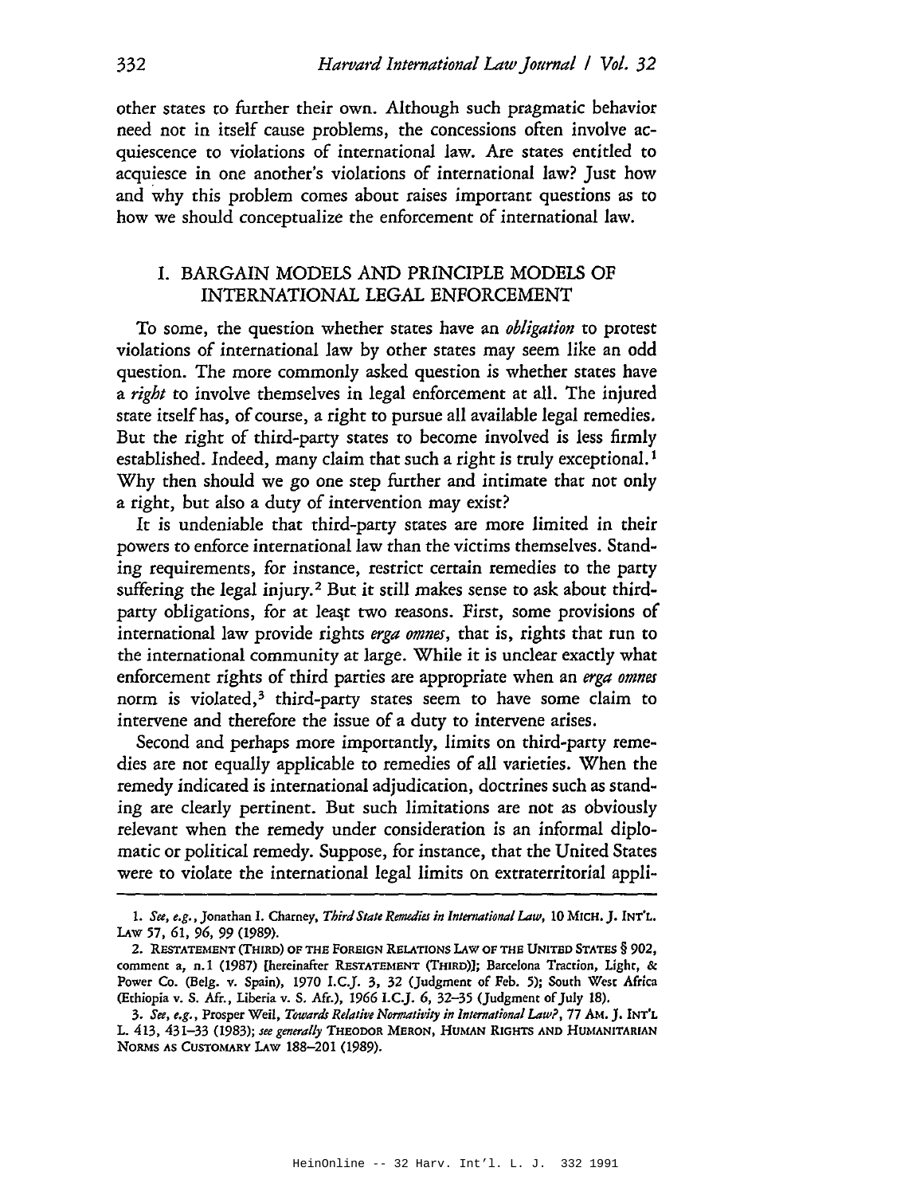other states to further their own. Although such pragmatic behavior need not in itself cause problems, the concessions often involve acquiescence to violations of international law. Are states entitled to acquiesce in one another's violations of international law? Just how and why this problem comes about raises important questions as to how we should conceptualize the enforcement of international law.

## I. BARGAIN MODELS AND PRINCIPLE MODELS OF INTERNATIONAL LEGAL ENFORCEMENT

To some, the question whether states have an *obligation* to protest violations of international law by other states may seem like an odd question. The more commonly asked question is whether states have a *right* to involve themselves in legal enforcement at all. The injured state itself has, of course, a right to pursue all available legal remedies. But the right of third-party states to become involved is less firmly established. Indeed, many claim that such a right is truly exceptional.[1] Why then should we go one step further and intimate that not only a right, but also a duty of intervention may exist?

It is undeniable that third-party states are more limited in their powers to enforce international law than the victims themselves. Standing requirements, for instance, restrict certain remedies to the party suffering the legal injury.[2] But it still makes sense to ask about third-party obligations, for at least two reasons. First, some provisions of international law provide rights *erga omnes*, that is, rights that run to the international community at large. While it is unclear exactly what enforcement rights of third parties are appropriate when an *erga omnes* norm is violated,[3] third-party states seem to have some claim to intervene and therefore the issue of a duty to intervene arises.

Second and perhaps more importantly, limits on third-party remedies are not equally applicable to remedies of all varieties. When the remedy indicated is international adjudication, doctrines such as standing are clearly pertinent. But such limitations are not as obviously relevant when the remedy under consideration is an informal diplomatic or political remedy. Suppose, for instance, that the United States were to violate the international legal limits on extraterritorial appli-

---

1. *See, e.g.*, Jonathan I. Charney, *Third State Remedies in International Law*, 10 MICH. J. INT'L. LAW 57, 61, 96, 99 (1989).

2. RESTATEMENT (THIRD) OF THE FOREIGN RELATIONS LAW OF THE UNITED STATES § 902, comment a, n.1 (1987) [hereinafter RESTATEMENT (THIRD)]; Barcelona Traction, Light, & Power Co. (Belg. v. Spain), 1970 I.C.J. 3, 32 (Judgment of Feb. 5); South West Africa (Ethiopia v. S. Afr., Liberia v. S. Afr.), 1966 I.C.J. 6, 32–35 (Judgment of July 18).

3. *See, e.g.*, Prosper Weil, *Towards Relative Normativity in International Law?*, 77 AM. J. INT'L L. 413, 431–33 (1983); *see generally* THEODOR MERON, HUMAN RIGHTS AND HUMANITARIAN NORMS AS CUSTOMARY LAW 188–201 (1989).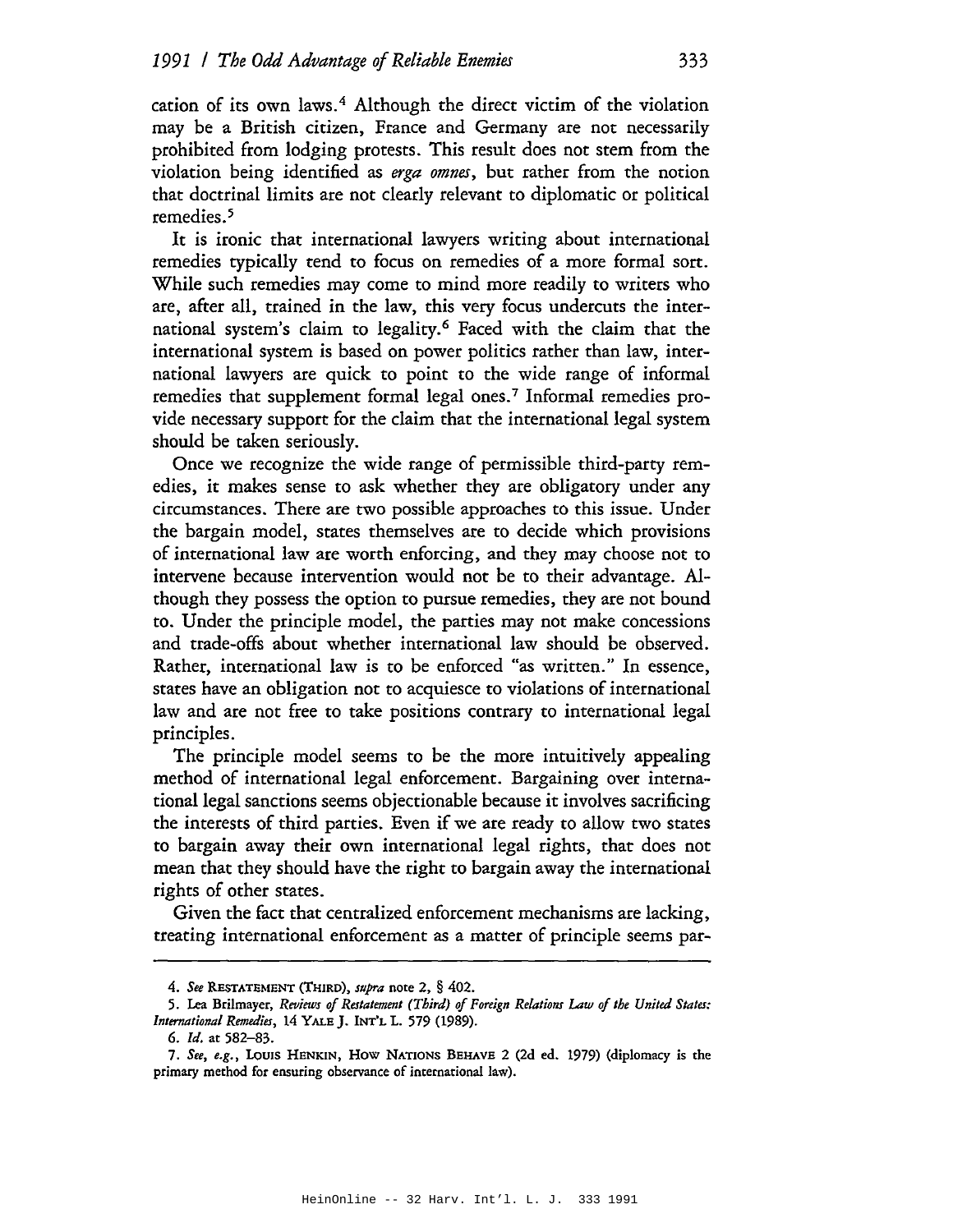cation of its own laws.[4] Although the direct victim of the violation may be a British citizen, France and Germany are not necessarily prohibited from lodging protests. This result does not stem from the violation being identified as *erga omnes*, but rather from the notion that doctrinal limits are not clearly relevant to diplomatic or political remedies.[5]

It is ironic that international lawyers writing about international remedies typically tend to focus on remedies of a more formal sort. While such remedies may come to mind more readily to writers who are, after all, trained in the law, this very focus undercuts the international system's claim to legality.[6] Faced with the claim that the international system is based on power politics rather than law, international lawyers are quick to point to the wide range of informal remedies that supplement formal legal ones.[7] Informal remedies provide necessary support for the claim that the international legal system should be taken seriously.

Once we recognize the wide range of permissible third-party remedies, it makes sense to ask whether they are obligatory under any circumstances. There are two possible approaches to this issue. Under the bargain model, states themselves are to decide which provisions of international law are worth enforcing, and they may choose not to intervene because intervention would not be to their advantage. Although they possess the option to pursue remedies, they are not bound to. Under the principle model, the parties may not make concessions and trade-offs about whether international law should be observed. Rather, international law is to be enforced "as written." In essence, states have an obligation not to acquiesce to violations of international law and are not free to take positions contrary to international legal principles.

The principle model seems to be the more intuitively appealing method of international legal enforcement. Bargaining over international legal sanctions seems objectionable because it involves sacrificing the interests of third parties. Even if we are ready to allow two states to bargain away their own international legal rights, that does not mean that they should have the right to bargain away the international rights of other states.

Given the fact that centralized enforcement mechanisms are lacking, treating international enforcement as a matter of principle seems par-

---

4. *See* RESTATEMENT (THIRD), *supra* note 2, § 402.

5. Lea Brilmayer, *Reviews of Restatement (Third) of Foreign Relations Law of the United States: International Remedies*, 14 YALE J. INT'L L. 579 (1989).

6. *Id.* at 582–83.

7. *See, e.g.*, LOUIS HENKIN, HOW NATIONS BEHAVE 2 (2d ed. 1979) (diplomacy is the primary method for ensuring observance of international law).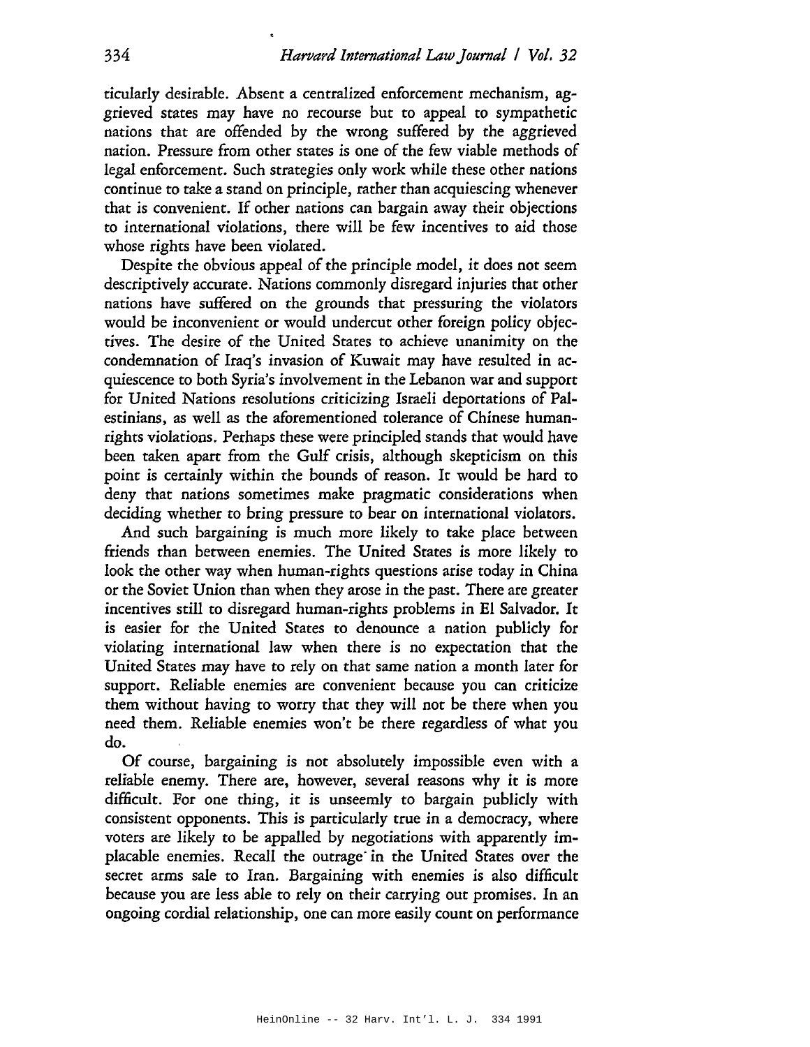ticularly desirable. Absent a centralized enforcement mechanism, aggrieved states may have no recourse but to appeal to sympathetic nations that are offended by the wrong suffered by the aggrieved nation. Pressure from other states is one of the few viable methods of legal enforcement. Such strategies only work while these other nations continue to take a stand on principle, rather than acquiescing whenever that is convenient. If other nations can bargain away their objections to international violations, there will be few incentives to aid those whose rights have been violated.

Despite the obvious appeal of the principle model, it does not seem descriptively accurate. Nations commonly disregard injuries that other nations have suffered on the grounds that pressuring the violators would be inconvenient or would undercut other foreign policy objectives. The desire of the United States to achieve unanimity on the condemnation of Iraq's invasion of Kuwait may have resulted in acquiescence to both Syria's involvement in the Lebanon war and support for United Nations resolutions criticizing Israeli deportations of Palestinians, as well as the aforementioned tolerance of Chinese human-rights violations. Perhaps these were principled stands that would have been taken apart from the Gulf crisis, although skepticism on this point is certainly within the bounds of reason. It would be hard to deny that nations sometimes make pragmatic considerations when deciding whether to bring pressure to bear on international violators.

And such bargaining is much more likely to take place between friends than between enemies. The United States is more likely to look the other way when human-rights questions arise today in China or the Soviet Union than when they arose in the past. There are greater incentives still to disregard human-rights problems in El Salvador. It is easier for the United States to denounce a nation publicly for violating international law when there is no expectation that the United States may have to rely on that same nation a month later for support. Reliable enemies are convenient because you can criticize them without having to worry that they will not be there when you need them. Reliable enemies won't be there regardless of what you do.

Of course, bargaining is not absolutely impossible even with a reliable enemy. There are, however, several reasons why it is more difficult. For one thing, it is unseemly to bargain publicly with consistent opponents. This is particularly true in a democracy, where voters are likely to be appalled by negotiations with apparently implacable enemies. Recall the outrage in the United States over the secret arms sale to Iran. Bargaining with enemies is also difficult because you are less able to rely on their carrying out promises. In an ongoing cordial relationship, one can more easily count on performance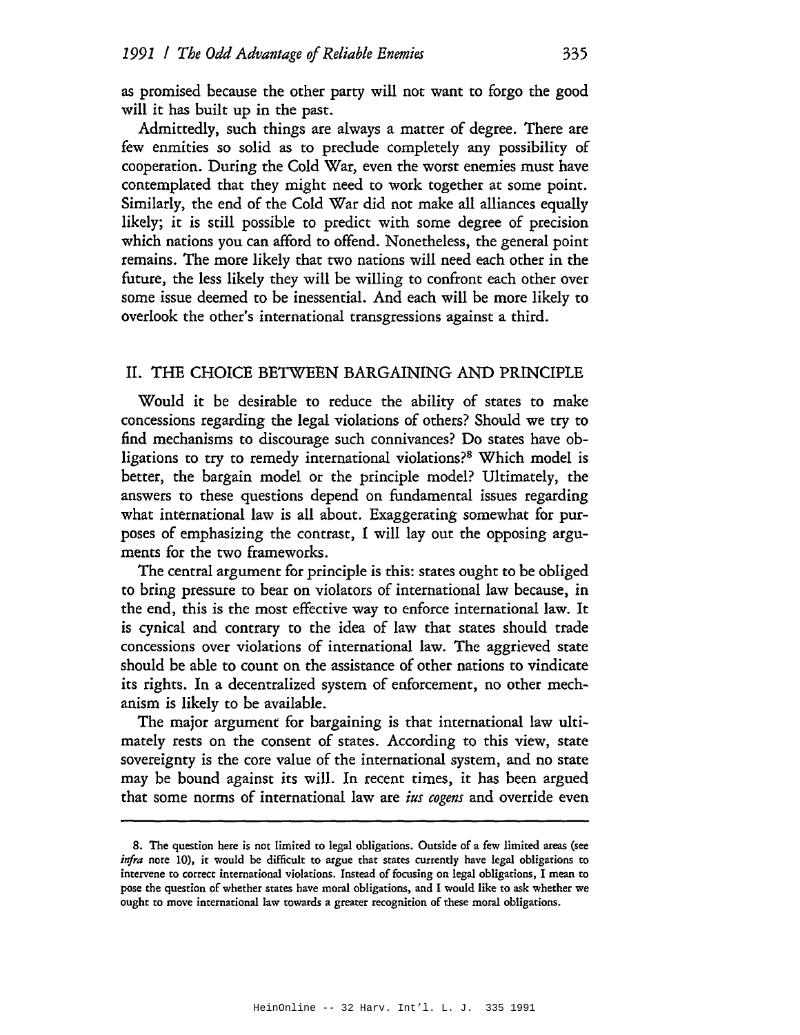as promised because the other party will not want to forgo the good will it has built up in the past.

Admittedly, such things are always a matter of degree. There are few enmities so solid as to preclude completely any possibility of cooperation. During the Cold War, even the worst enemies must have contemplated that they might need to work together at some point. Similarly, the end of the Cold War did not make all alliances equally likely; it is still possible to predict with some degree of precision which nations you can afford to offend. Nonetheless, the general point remains. The more likely that two nations will need each other in the future, the less likely they will be willing to confront each other over some issue deemed to be inessential. And each will be more likely to overlook the other's international transgressions against a third.

## II. THE CHOICE BETWEEN BARGAINING AND PRINCIPLE

Would it be desirable to reduce the ability of states to make concessions regarding the legal violations of others? Should we try to find mechanisms to discourage such connivances? Do states have obligations to try to remedy international violations?[8] Which model is better, the bargain model or the principle model? Ultimately, the answers to these questions depend on fundamental issues regarding what international law is all about. Exaggerating somewhat for purposes of emphasizing the contrast, I will lay out the opposing arguments for the two frameworks.

The central argument for principle is this: states ought to be obliged to bring pressure to bear on violators of international law because, in the end, this is the most effective way to enforce international law. It is cynical and contrary to the idea of law that states should trade concessions over violations of international law. The aggrieved state should be able to count on the assistance of other nations to vindicate its rights. In a decentralized system of enforcement, no other mechanism is likely to be available.

The major argument for bargaining is that international law ultimately rests on the consent of states. According to this view, state sovereignty is the core value of the international system, and no state may be bound against its will. In recent times, it has been argued that some norms of international law are *ius cogens* and override even

---

8. The question here is not limited to legal obligations. Outside of a few limited areas (see *infra* note 10), it would be difficult to argue that states currently have legal obligations to intervene to correct international violations. Instead of focusing on legal obligations, I mean to pose the question of whether states have moral obligations, and I would like to ask whether we ought to move international law towards a greater recognition of these moral obligations.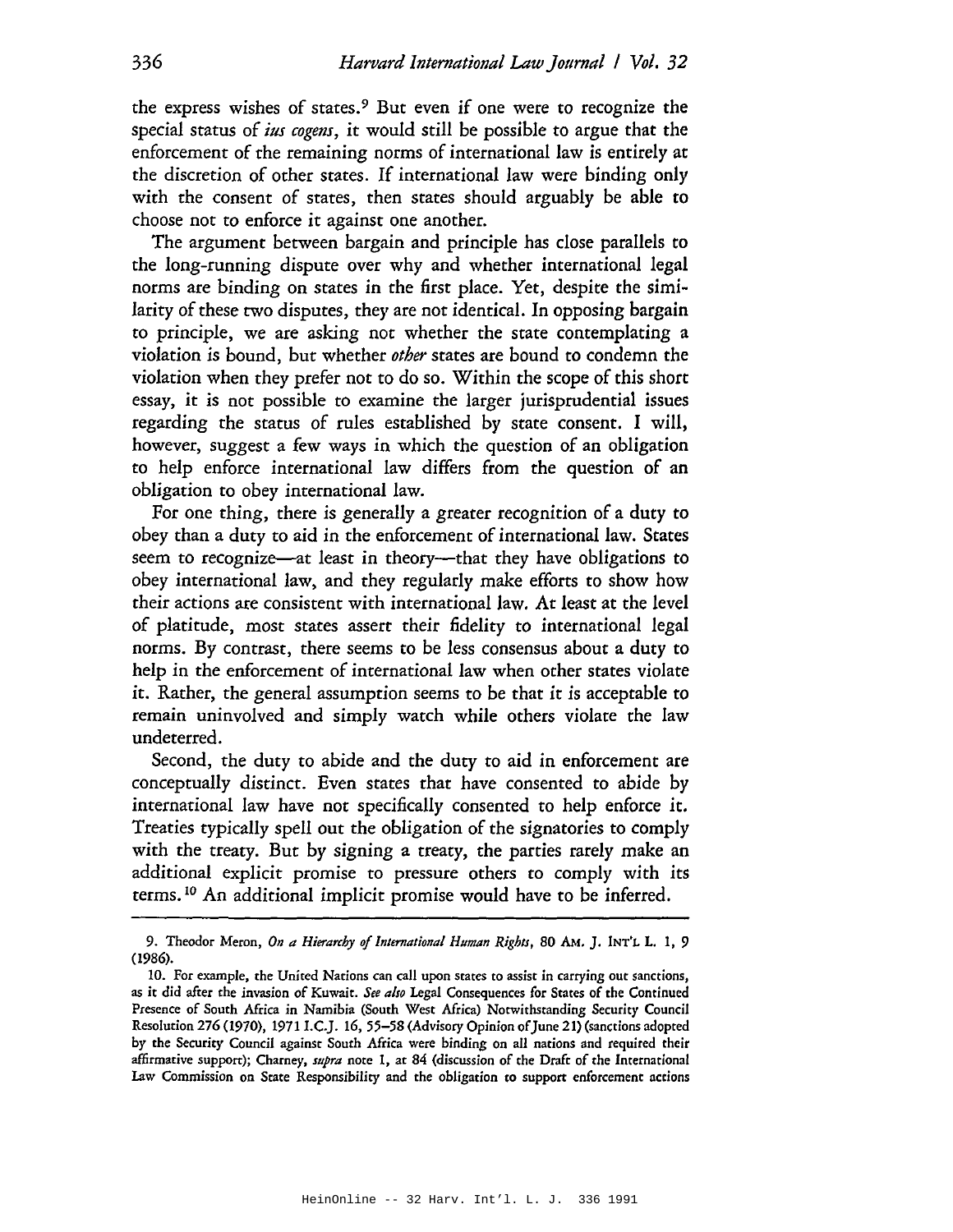the express wishes of states.[9] But even if one were to recognize the special status of *ius cogens*, it would still be possible to argue that the enforcement of the remaining norms of international law is entirely at the discretion of other states. If international law were binding only with the consent of states, then states should arguably be able to choose not to enforce it against one another.

The argument between bargain and principle has close parallels to the long-running dispute over why and whether international legal norms are binding on states in the first place. Yet, despite the similarity of these two disputes, they are not identical. In opposing bargain to principle, we are asking not whether the state contemplating a violation is bound, but whether *other* states are bound to condemn the violation when they prefer not to do so. Within the scope of this short essay, it is not possible to examine the larger jurisprudential issues regarding the status of rules established by state consent. I will, however, suggest a few ways in which the question of an obligation to help enforce international law differs from the question of an obligation to obey international law.

For one thing, there is generally a greater recognition of a duty to obey than a duty to aid in the enforcement of international law. States seem to recognize—at least in theory—that they have obligations to obey international law, and they regularly make efforts to show how their actions are consistent with international law. At least at the level of platitude, most states assert their fidelity to international legal norms. By contrast, there seems to be less consensus about a duty to help in the enforcement of international law when other states violate it. Rather, the general assumption seems to be that it is acceptable to remain uninvolved and simply watch while others violate the law undeterred.

Second, the duty to abide and the duty to aid in enforcement are conceptually distinct. Even states that have consented to abide by international law have not specifically consented to help enforce it. Treaties typically spell out the obligation of the signatories to comply with the treaty. But by signing a treaty, the parties rarely make an additional explicit promise to pressure others to comply with its terms.[10] An additional implicit promise would have to be inferred.

---

9. Theodor Meron, *On a Hierarchy of International Human Rights*, 80 AM. J. INT'L L. 1, 9 (1986).

10. For example, the United Nations can call upon states to assist in carrying out sanctions, as it did after the invasion of Kuwait. *See also* Legal Consequences for States of the Continued Presence of South Africa in Namibia (South West Africa) Notwithstanding Security Council Resolution 276 (1970), 1971 I.C.J. 16, 55–58 (Advisory Opinion of June 21) (sanctions adopted by the Security Council against South Africa were binding on all nations and required their affirmative support); Charney, *supra* note 1, at 84 (discussion of the Draft of the International Law Commission on State Responsibility and the obligation to support enforcement actions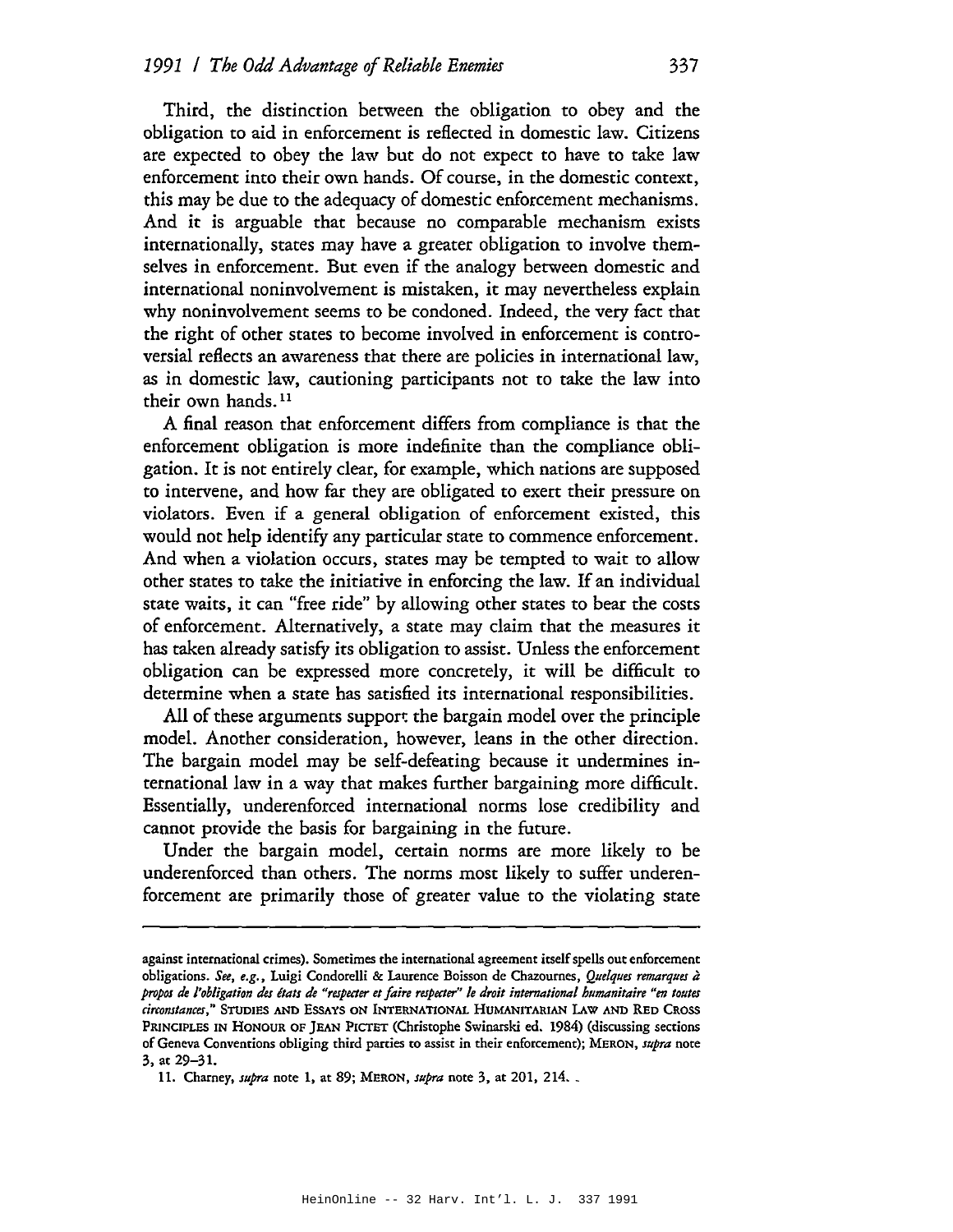Third, the distinction between the obligation to obey and the obligation to aid in enforcement is reflected in domestic law. Citizens are expected to obey the law but do not expect to have to take law enforcement into their own hands. Of course, in the domestic context, this may be due to the adequacy of domestic enforcement mechanisms. And it is arguable that because no comparable mechanism exists internationally, states may have a greater obligation to involve themselves in enforcement. But even if the analogy between domestic and international noninvolvement is mistaken, it may nevertheless explain why noninvolvement seems to be condoned. Indeed, the very fact that the right of other states to become involved in enforcement is controversial reflects an awareness that there are policies in international law, as in domestic law, cautioning participants not to take the law into their own hands.[11]

A final reason that enforcement differs from compliance is that the enforcement obligation is more indefinite than the compliance obligation. It is not entirely clear, for example, which nations are supposed to intervene, and how far they are obligated to exert their pressure on violators. Even if a general obligation of enforcement existed, this would not help identify any particular state to commence enforcement. And when a violation occurs, states may be tempted to wait to allow other states to take the initiative in enforcing the law. If an individual state waits, it can "free ride" by allowing other states to bear the costs of enforcement. Alternatively, a state may claim that the measures it has taken already satisfy its obligation to assist. Unless the enforcement obligation can be expressed more concretely, it will be difficult to determine when a state has satisfied its international responsibilities.

All of these arguments support the bargain model over the principle model. Another consideration, however, leans in the other direction. The bargain model may be self-defeating because it undermines international law in a way that makes further bargaining more difficult. Essentially, underenforced international norms lose credibility and cannot provide the basis for bargaining in the future.

Under the bargain model, certain norms are more likely to be underenforced than others. The norms most likely to suffer underenforcement are primarily those of greater value to the violating state

---

against international crimes). Sometimes the international agreement itself spells out enforcement obligations. *See, e.g.*, Luigi Condorelli & Laurence Boisson de Chazournes, *Quelques remarques à propos de l'obligation des états de "respecter et faire respecter" le droit international humanitaire "en toutes circonstances*," STUDIES AND ESSAYS ON INTERNATIONAL HUMANITARIAN LAW AND RED CROSS PRINCIPLES IN HONOUR OF JEAN PICTET (Christophe Swinarski ed. 1984) (discussing sections of Geneva Conventions obliging third parties to assist in their enforcement); MERON, *supra* note 3, at 29–31.

11. Charney, *supra* note 1, at 89; MERON, *supra* note 3, at 201, 214.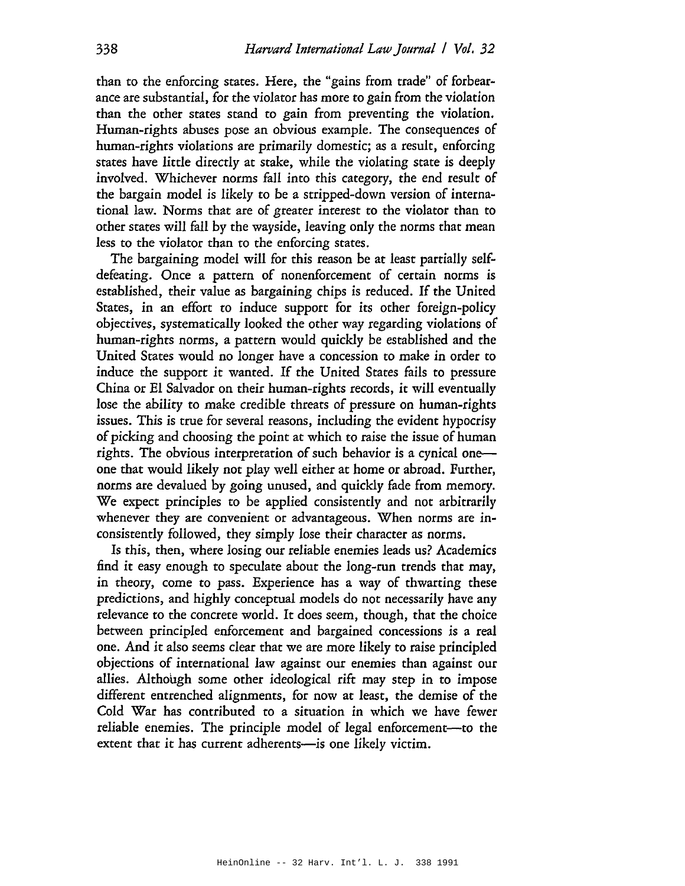than to the enforcing states. Here, the "gains from trade" of forbearance are substantial, for the violator has more to gain from the violation than the other states stand to gain from preventing the violation. Human-rights abuses pose an obvious example. The consequences of human-rights violations are primarily domestic; as a result, enforcing states have little directly at stake, while the violating state is deeply involved. Whichever norms fall into this category, the end result of the bargain model is likely to be a stripped-down version of international law. Norms that are of greater interest to the violator than to other states will fall by the wayside, leaving only the norms that mean less to the violator than to the enforcing states.

The bargaining model will for this reason be at least partially self-defeating. Once a pattern of nonenforcement of certain norms is established, their value as bargaining chips is reduced. If the United States, in an effort to induce support for its other foreign-policy objectives, systematically looked the other way regarding violations of human-rights norms, a pattern would quickly be established and the United States would no longer have a concession to make in order to induce the support it wanted. If the United States fails to pressure China or El Salvador on their human-rights records, it will eventually lose the ability to make credible threats of pressure on human-rights issues. This is true for several reasons, including the evident hypocrisy of picking and choosing the point at which to raise the issue of human rights. The obvious interpretation of such behavior is a cynical one—one that would likely not play well either at home or abroad. Further, norms are devalued by going unused, and quickly fade from memory. We expect principles to be applied consistently and not arbitrarily whenever they are convenient or advantageous. When norms are inconsistently followed, they simply lose their character as norms.

Is this, then, where losing our reliable enemies leads us? Academics find it easy enough to speculate about the long-run trends that may, in theory, come to pass. Experience has a way of thwarting these predictions, and highly conceptual models do not necessarily have any relevance to the concrete world. It does seem, though, that the choice between principled enforcement and bargained concessions is a real one. And it also seems clear that we are more likely to raise principled objections of international law against our enemies than against our allies. Although some other ideological rift may step in to impose different entrenched alignments, for now at least, the demise of the Cold War has contributed to a situation in which we have fewer reliable enemies. The principle model of legal enforcement—to the extent that it has current adherents—is one likely victim.